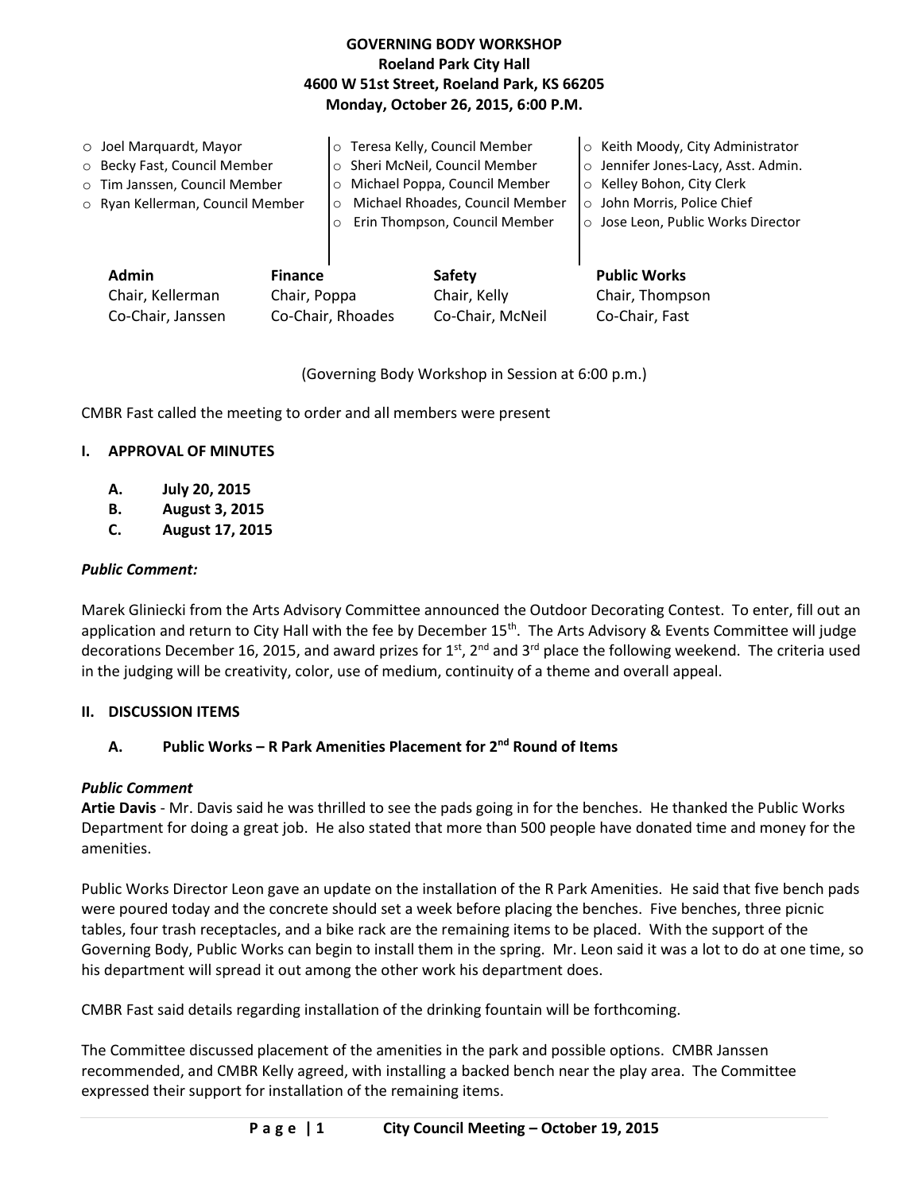# GOVERNING BODY WORKSHOP
## Roeland Park City Hall
## 4600 W 51st Street, Roeland Park, KS 66205
## Monday, October 26, 2015, 6:00 P.M.

- Joel Marquardt, Mayor
- Becky Fast, Council Member
- Tim Janssen, Council Member
- Ryan Kellerman, Council Member
- Teresa Kelly, Council Member
- Sheri McNeil, Council Member
- Michael Poppa, Council Member
- Michael Rhoades, Council Member
- Erin Thompson, Council Member
- Keith Moody, City Administrator
- Jennifer Jones-Lacy, Asst. Admin.
- Kelley Bohon, City Clerk
- John Morris, Police Chief
- Jose Leon, Public Works Director

| Admin | Finance | Safety | Public Works |
|---|---|---|---|
| Chair, Kellerman | Chair, Poppa | Chair, Kelly | Chair, Thompson |
| Co-Chair, Janssen | Co-Chair, Rhoades | Co-Chair, McNeil | Co-Chair, Fast |

(Governing Body Workshop in Session at 6:00 p.m.)

CMBR Fast called the meeting to order and all members were present

## I. APPROVAL OF MINUTES

- **A. July 20, 2015**
- **B. August 3, 2015**
- **C. August 17, 2015**

***Public Comment:***

Marek Gliniecki from the Arts Advisory Committee announced the Outdoor Decorating Contest. To enter, fill out an application and return to City Hall with the fee by December 15th. The Arts Advisory & Events Committee will judge decorations December 16, 2015, and award prizes for 1st, 2nd and 3rd place the following weekend. The criteria used in the judging will be creativity, color, use of medium, continuity of a theme and overall appeal.

## II. DISCUSSION ITEMS

### A. Public Works – R Park Amenities Placement for 2nd Round of Items

***Public Comment***

**Artie Davis** - Mr. Davis said he was thrilled to see the pads going in for the benches. He thanked the Public Works Department for doing a great job. He also stated that more than 500 people have donated time and money for the amenities.

Public Works Director Leon gave an update on the installation of the R Park Amenities. He said that five bench pads were poured today and the concrete should set a week before placing the benches. Five benches, three picnic tables, four trash receptacles, and a bike rack are the remaining items to be placed. With the support of the Governing Body, Public Works can begin to install them in the spring. Mr. Leon said it was a lot to do at one time, so his department will spread it out among the other work his department does.

CMBR Fast said details regarding installation of the drinking fountain will be forthcoming.

The Committee discussed placement of the amenities in the park and possible options. CMBR Janssen recommended, and CMBR Kelly agreed, with installing a backed bench near the play area. The Committee expressed their support for installation of the remaining items.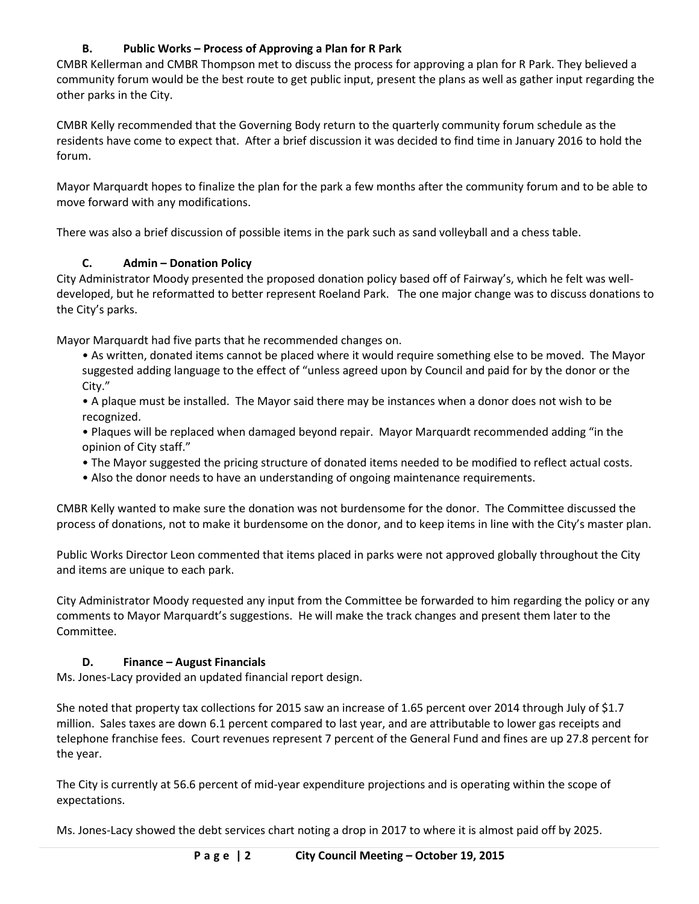### B. Public Works – Process of Approving a Plan for R Park

CMBR Kellerman and CMBR Thompson met to discuss the process for approving a plan for R Park. They believed a community forum would be the best route to get public input, present the plans as well as gather input regarding the other parks in the City.

CMBR Kelly recommended that the Governing Body return to the quarterly community forum schedule as the residents have come to expect that. After a brief discussion it was decided to find time in January 2016 to hold the forum.

Mayor Marquardt hopes to finalize the plan for the park a few months after the community forum and to be able to move forward with any modifications.

There was also a brief discussion of possible items in the park such as sand volleyball and a chess table.

### C. Admin – Donation Policy

City Administrator Moody presented the proposed donation policy based off of Fairway's, which he felt was well-developed, but he reformatted to better represent Roeland Park. The one major change was to discuss donations to the City's parks.

Mayor Marquardt had five parts that he recommended changes on.

- As written, donated items cannot be placed where it would require something else to be moved. The Mayor suggested adding language to the effect of "unless agreed upon by Council and paid for by the donor or the City."
- A plaque must be installed. The Mayor said there may be instances when a donor does not wish to be recognized.
- Plaques will be replaced when damaged beyond repair. Mayor Marquardt recommended adding "in the opinion of City staff."
- The Mayor suggested the pricing structure of donated items needed to be modified to reflect actual costs.
- Also the donor needs to have an understanding of ongoing maintenance requirements.

CMBR Kelly wanted to make sure the donation was not burdensome for the donor. The Committee discussed the process of donations, not to make it burdensome on the donor, and to keep items in line with the City's master plan.

Public Works Director Leon commented that items placed in parks were not approved globally throughout the City and items are unique to each park.

City Administrator Moody requested any input from the Committee be forwarded to him regarding the policy or any comments to Mayor Marquardt's suggestions. He will make the track changes and present them later to the Committee.

### D. Finance – August Financials

Ms. Jones-Lacy provided an updated financial report design.

She noted that property tax collections for 2015 saw an increase of 1.65 percent over 2014 through July of $1.7 million. Sales taxes are down 6.1 percent compared to last year, and are attributable to lower gas receipts and telephone franchise fees. Court revenues represent 7 percent of the General Fund and fines are up 27.8 percent for the year.

The City is currently at 56.6 percent of mid-year expenditure projections and is operating within the scope of expectations.

Ms. Jones-Lacy showed the debt services chart noting a drop in 2017 to where it is almost paid off by 2025.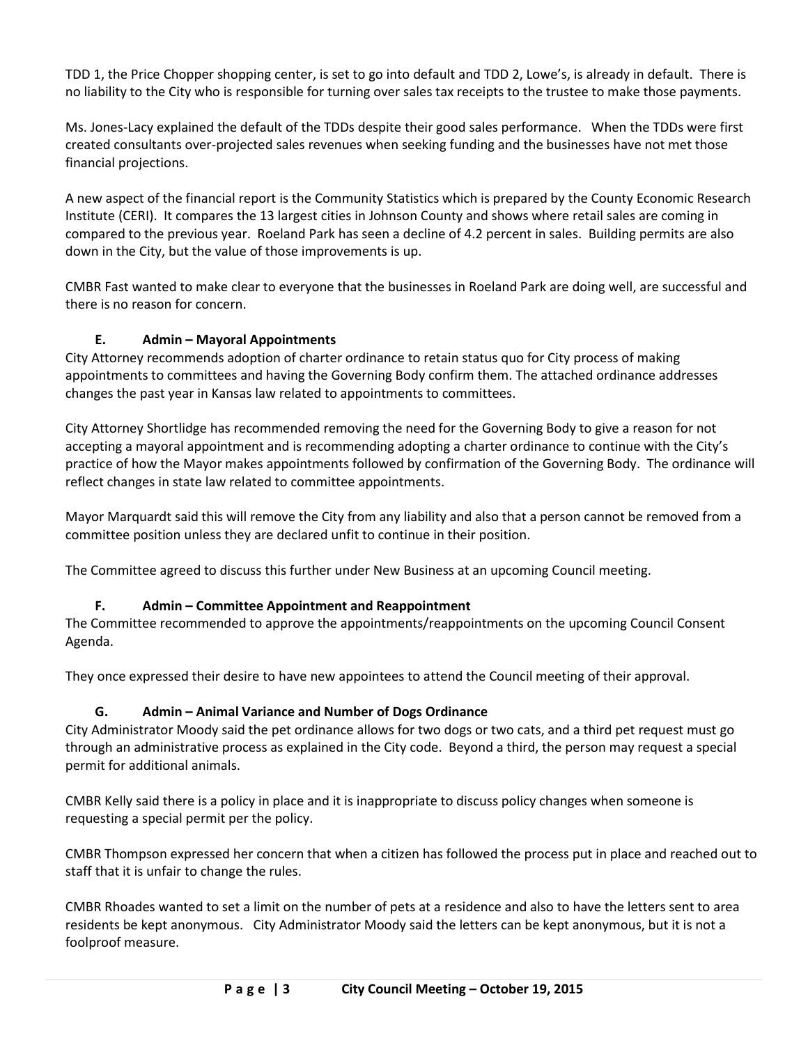TDD 1, the Price Chopper shopping center, is set to go into default and TDD 2, Lowe's, is already in default. There is no liability to the City who is responsible for turning over sales tax receipts to the trustee to make those payments.

Ms. Jones-Lacy explained the default of the TDDs despite their good sales performance. When the TDDs were first created consultants over-projected sales revenues when seeking funding and the businesses have not met those financial projections.

A new aspect of the financial report is the Community Statistics which is prepared by the County Economic Research Institute (CERI). It compares the 13 largest cities in Johnson County and shows where retail sales are coming in compared to the previous year. Roeland Park has seen a decline of 4.2 percent in sales. Building permits are also down in the City, but the value of those improvements is up.

CMBR Fast wanted to make clear to everyone that the businesses in Roeland Park are doing well, are successful and there is no reason for concern.

### E. Admin – Mayoral Appointments

City Attorney recommends adoption of charter ordinance to retain status quo for City process of making appointments to committees and having the Governing Body confirm them. The attached ordinance addresses changes the past year in Kansas law related to appointments to committees.

City Attorney Shortlidge has recommended removing the need for the Governing Body to give a reason for not accepting a mayoral appointment and is recommending adopting a charter ordinance to continue with the City's practice of how the Mayor makes appointments followed by confirmation of the Governing Body. The ordinance will reflect changes in state law related to committee appointments.

Mayor Marquardt said this will remove the City from any liability and also that a person cannot be removed from a committee position unless they are declared unfit to continue in their position.

The Committee agreed to discuss this further under New Business at an upcoming Council meeting.

### F. Admin – Committee Appointment and Reappointment

The Committee recommended to approve the appointments/reappointments on the upcoming Council Consent Agenda.

They once expressed their desire to have new appointees to attend the Council meeting of their approval.

### G. Admin – Animal Variance and Number of Dogs Ordinance

City Administrator Moody said the pet ordinance allows for two dogs or two cats, and a third pet request must go through an administrative process as explained in the City code. Beyond a third, the person may request a special permit for additional animals.

CMBR Kelly said there is a policy in place and it is inappropriate to discuss policy changes when someone is requesting a special permit per the policy.

CMBR Thompson expressed her concern that when a citizen has followed the process put in place and reached out to staff that it is unfair to change the rules.

CMBR Rhoades wanted to set a limit on the number of pets at a residence and also to have the letters sent to area residents be kept anonymous. City Administrator Moody said the letters can be kept anonymous, but it is not a foolproof measure.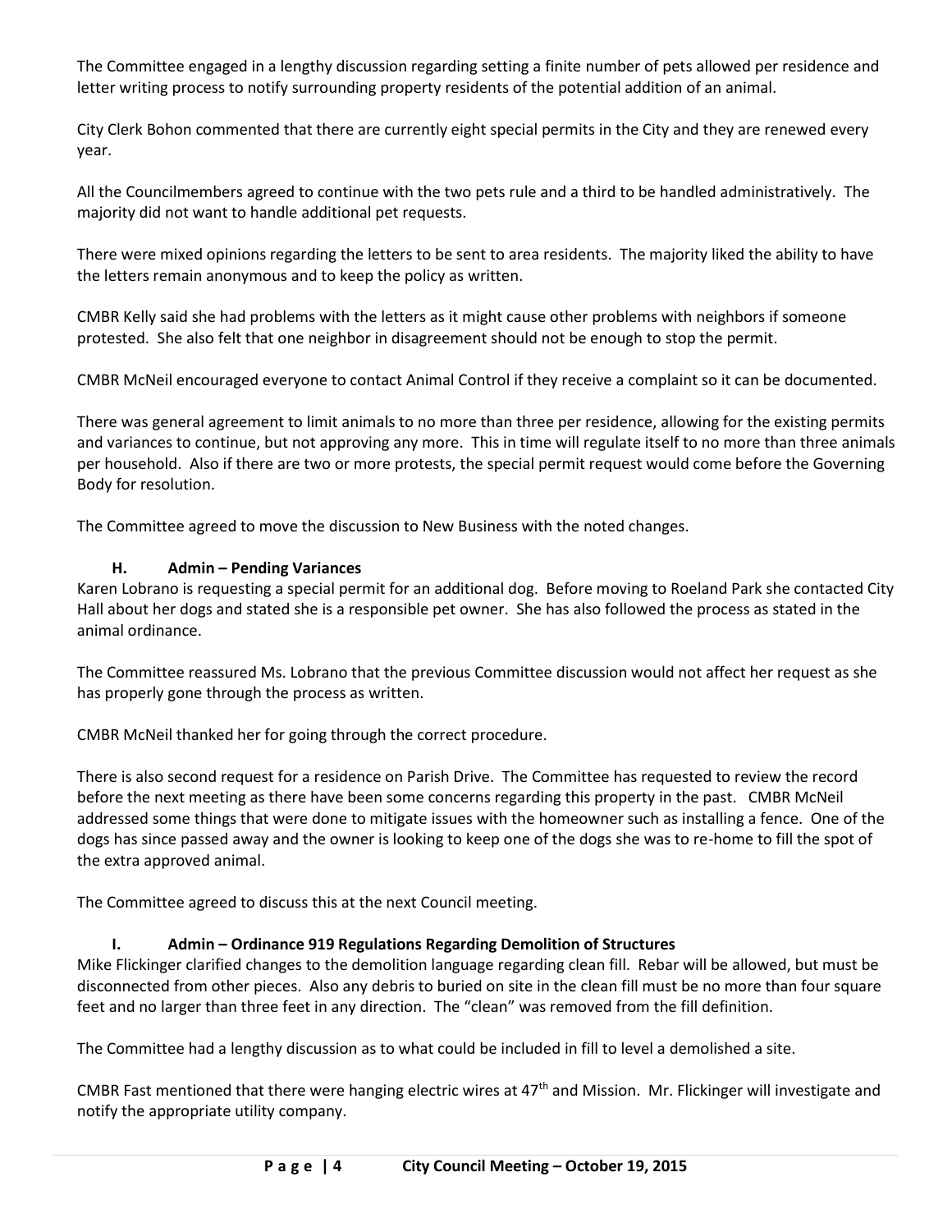The Committee engaged in a lengthy discussion regarding setting a finite number of pets allowed per residence and letter writing process to notify surrounding property residents of the potential addition of an animal.

City Clerk Bohon commented that there are currently eight special permits in the City and they are renewed every year.

All the Councilmembers agreed to continue with the two pets rule and a third to be handled administratively. The majority did not want to handle additional pet requests.

There were mixed opinions regarding the letters to be sent to area residents. The majority liked the ability to have the letters remain anonymous and to keep the policy as written.

CMBR Kelly said she had problems with the letters as it might cause other problems with neighbors if someone protested. She also felt that one neighbor in disagreement should not be enough to stop the permit.

CMBR McNeil encouraged everyone to contact Animal Control if they receive a complaint so it can be documented.

There was general agreement to limit animals to no more than three per residence, allowing for the existing permits and variances to continue, but not approving any more. This in time will regulate itself to no more than three animals per household. Also if there are two or more protests, the special permit request would come before the Governing Body for resolution.

The Committee agreed to move the discussion to New Business with the noted changes.

### H. Admin – Pending Variances

Karen Lobrano is requesting a special permit for an additional dog. Before moving to Roeland Park she contacted City Hall about her dogs and stated she is a responsible pet owner. She has also followed the process as stated in the animal ordinance.

The Committee reassured Ms. Lobrano that the previous Committee discussion would not affect her request as she has properly gone through the process as written.

CMBR McNeil thanked her for going through the correct procedure.

There is also second request for a residence on Parish Drive. The Committee has requested to review the record before the next meeting as there have been some concerns regarding this property in the past. CMBR McNeil addressed some things that were done to mitigate issues with the homeowner such as installing a fence. One of the dogs has since passed away and the owner is looking to keep one of the dogs she was to re-home to fill the spot of the extra approved animal.

The Committee agreed to discuss this at the next Council meeting.

### I. Admin – Ordinance 919 Regulations Regarding Demolition of Structures

Mike Flickinger clarified changes to the demolition language regarding clean fill. Rebar will be allowed, but must be disconnected from other pieces. Also any debris to buried on site in the clean fill must be no more than four square feet and no larger than three feet in any direction. The "clean" was removed from the fill definition.

The Committee had a lengthy discussion as to what could be included in fill to level a demolished a site.

CMBR Fast mentioned that there were hanging electric wires at 47th and Mission. Mr. Flickinger will investigate and notify the appropriate utility company.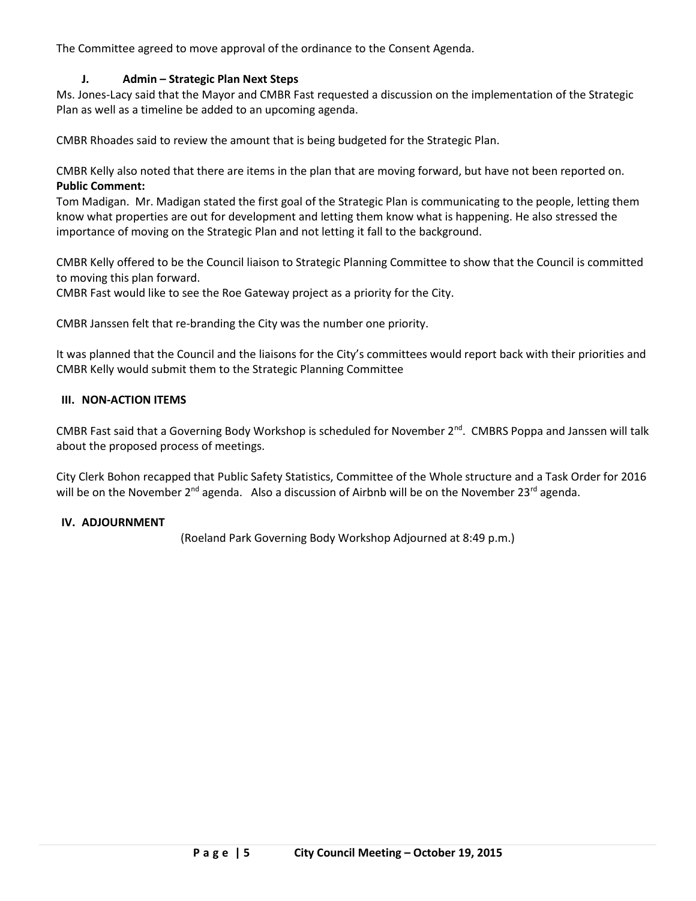The Committee agreed to move approval of the ordinance to the Consent Agenda.

### J. Admin – Strategic Plan Next Steps

Ms. Jones-Lacy said that the Mayor and CMBR Fast requested a discussion on the implementation of the Strategic Plan as well as a timeline be added to an upcoming agenda.

CMBR Rhoades said to review the amount that is being budgeted for the Strategic Plan.

CMBR Kelly also noted that there are items in the plan that are moving forward, but have not been reported on.

**Public Comment:**

Tom Madigan. Mr. Madigan stated the first goal of the Strategic Plan is communicating to the people, letting them know what properties are out for development and letting them know what is happening. He also stressed the importance of moving on the Strategic Plan and not letting it fall to the background.

CMBR Kelly offered to be the Council liaison to Strategic Planning Committee to show that the Council is committed to moving this plan forward.

CMBR Fast would like to see the Roe Gateway project as a priority for the City.

CMBR Janssen felt that re-branding the City was the number one priority.

It was planned that the Council and the liaisons for the City's committees would report back with their priorities and CMBR Kelly would submit them to the Strategic Planning Committee

## III. NON-ACTION ITEMS

CMBR Fast said that a Governing Body Workshop is scheduled for November 2nd. CMBRS Poppa and Janssen will talk about the proposed process of meetings.

City Clerk Bohon recapped that Public Safety Statistics, Committee of the Whole structure and a Task Order for 2016 will be on the November 2nd agenda. Also a discussion of Airbnb will be on the November 23rd agenda.

## IV. ADJOURNMENT

(Roeland Park Governing Body Workshop Adjourned at 8:49 p.m.)